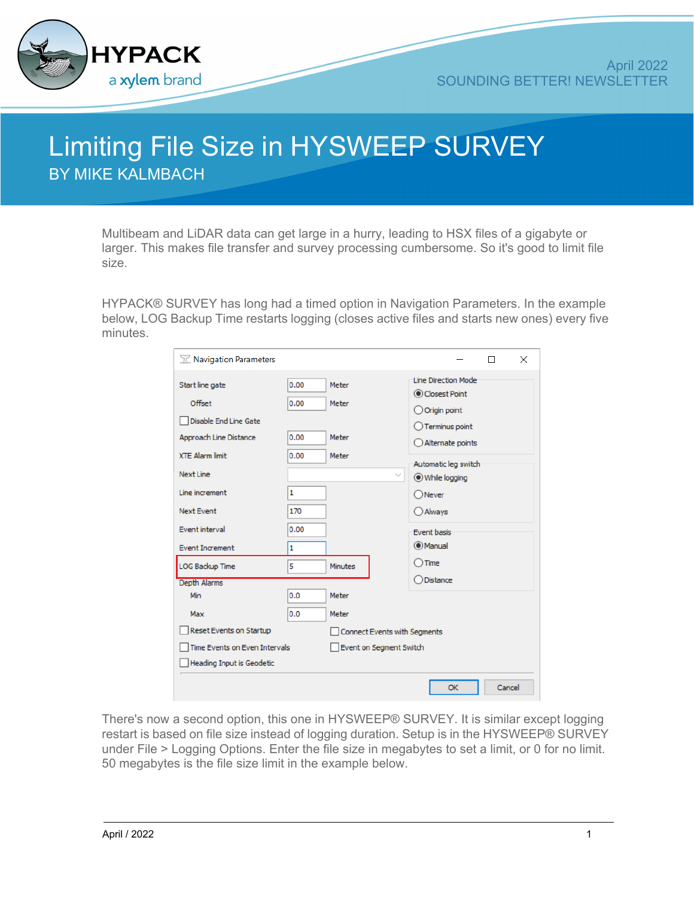# Limiting File Size in HYSWEEP SURVEY

BY MIKE KALMBACH

Multibeam and LiDAR data can get large in a hurry, leading to HSX files of a gigabyte or larger. This makes file transfer and survey processing cumbersome. So it's good to limit file size.

HYPACK® SURVEY has long had a timed option in Navigation Parameters. In the example below, LOG Backup Time restarts logging (closes active files and starts new ones) every five minutes.

There's now a second option, this one in HYSWEEP® SURVEY. It is similar except logging restart is based on file size instead of logging duration. Setup is in the HYSWEEP® SURVEY under File > Logging Options. Enter the file size in megabytes to set a limit, or 0 for no limit. 50 megabytes is the file size limit in the example below.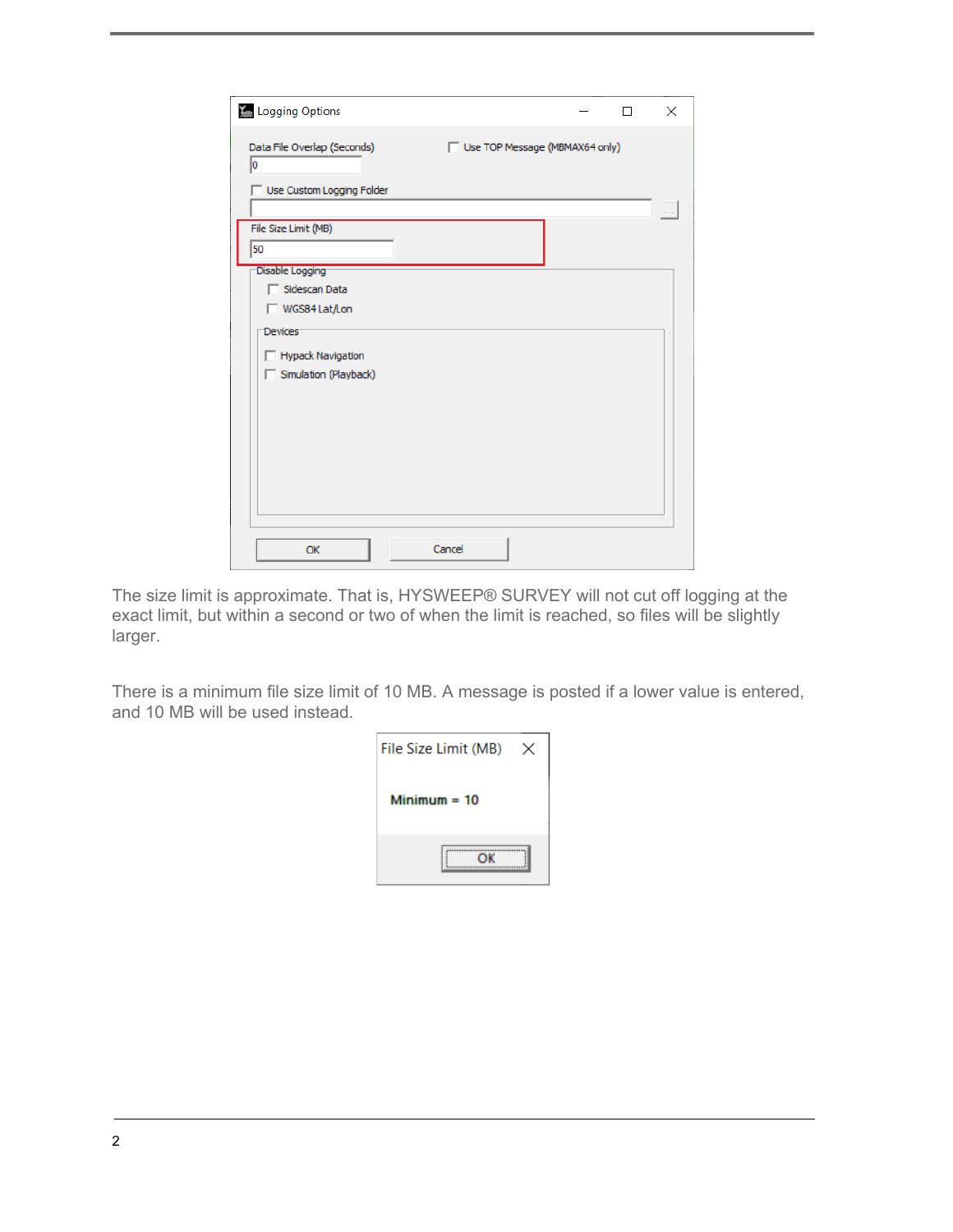The size limit is approximate. That is, HYSWEEP® SURVEY will not cut off logging at the exact limit, but within a second or two of when the limit is reached, so files will be slightly larger.

There is a minimum file size limit of 10 MB. A message is posted if a lower value is entered, and 10 MB will be used instead.